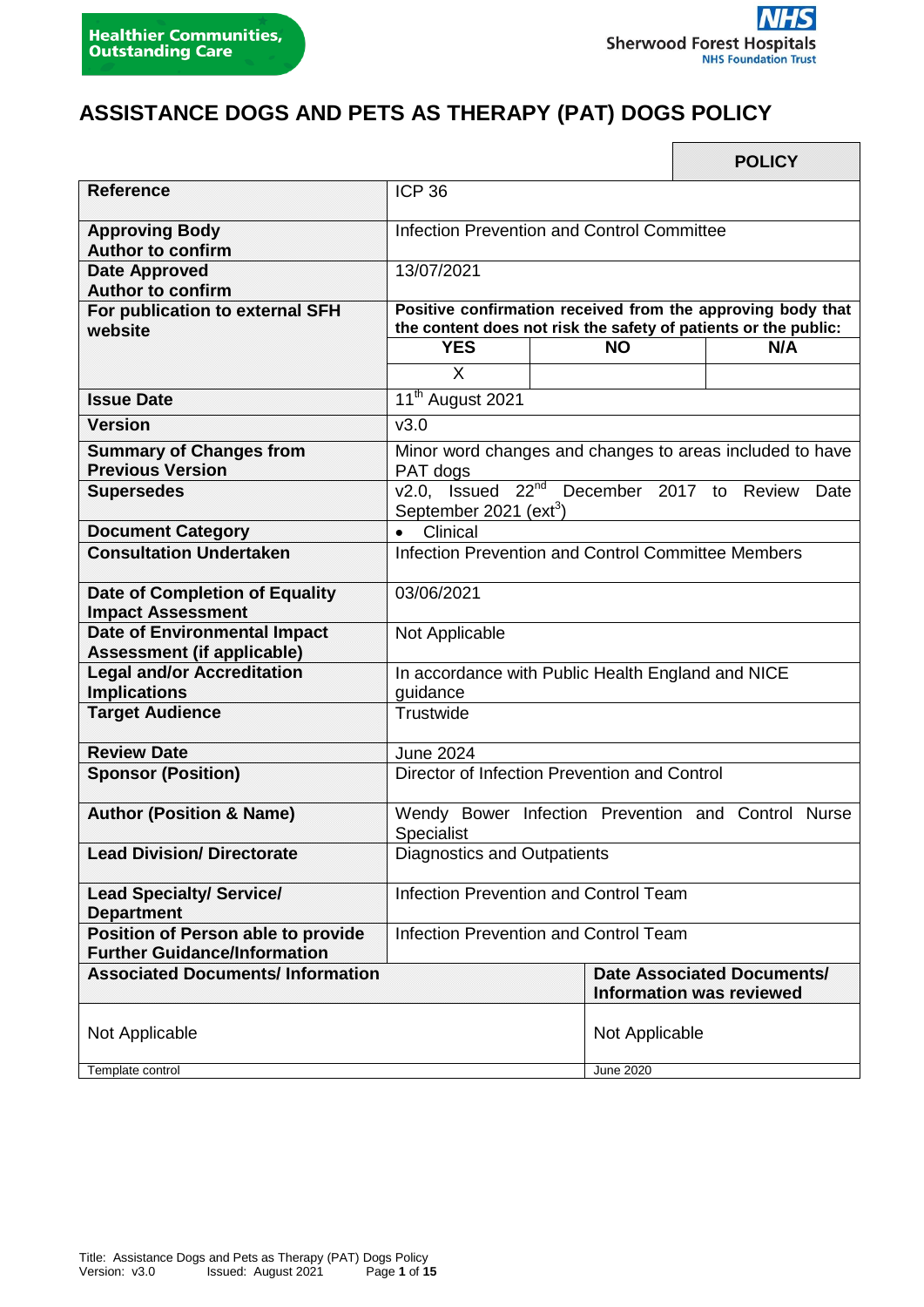Healthier Communities, Outstanding Care

Sherwood Forest Hospitals NHS Foundation Trust

# ASSISTANCE DOGS AND PETS AS THERAPY (PAT) DOGS POLICY

| | | | **POLICY** |
|---|---|---|---|
| **Reference** | ICP 36 | | |
| **Approving Body Author to confirm** | Infection Prevention and Control Committee | | |
| **Date Approved Author to confirm** | 13/07/2021 | | |
| **For publication to external SFH website** | **Positive confirmation received from the approving body that the content does not risk the safety of patients or the public:** | | |
| | **YES** | **NO** | **N/A** |
| | X | | |
| **Issue Date** | 11th August 2021 | | |
| **Version** | v3.0 | | |
| **Summary of Changes from Previous Version** | Minor word changes and changes to areas included to have PAT dogs | | |
| **Supersedes** | v2.0, Issued 22nd December 2017 to Review Date September 2021 (ext3) | | |
| **Document Category** | • Clinical | | |
| **Consultation Undertaken** | Infection Prevention and Control Committee Members | | |
| **Date of Completion of Equality Impact Assessment** | 03/06/2021 | | |
| **Date of Environmental Impact Assessment (if applicable)** | Not Applicable | | |
| **Legal and/or Accreditation Implications** | In accordance with Public Health England and NICE guidance | | |
| **Target Audience** | Trustwide | | |
| **Review Date** | June 2024 | | |
| **Sponsor (Position)** | Director of Infection Prevention and Control | | |
| **Author (Position & Name)** | Wendy Bower Infection Prevention and Control Nurse Specialist | | |
| **Lead Division/ Directorate** | Diagnostics and Outpatients | | |
| **Lead Specialty/ Service/ Department** | Infection Prevention and Control Team | | |
| **Position of Person able to provide Further Guidance/Information** | Infection Prevention and Control Team | | |

| **Associated Documents/ Information** | **Date Associated Documents/ Information was reviewed** |
|---|---|
| Not Applicable | Not Applicable |
| Template control | June 2020 |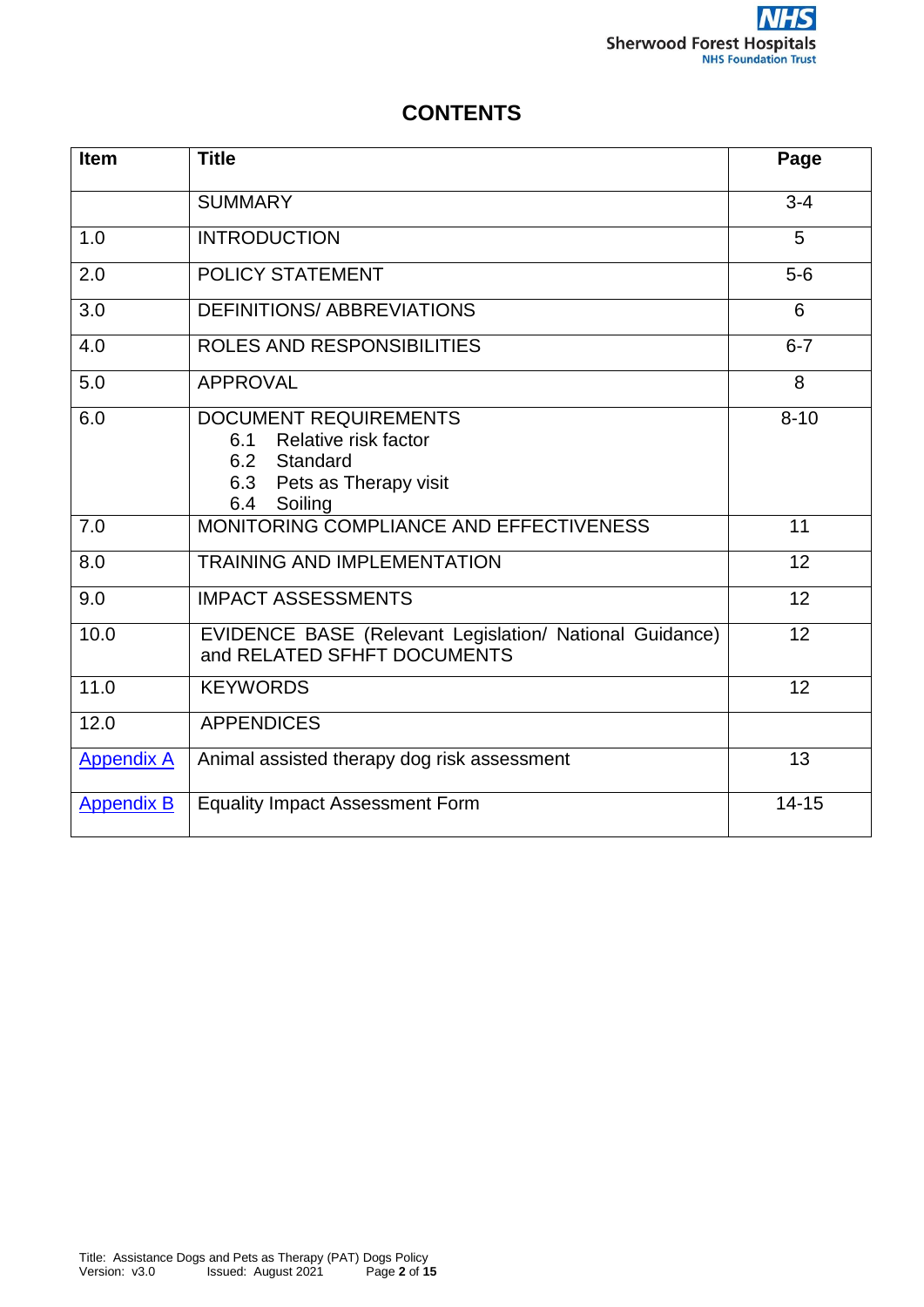# CONTENTS

| Item | Title | Page |
|---|---|---|
| | SUMMARY | 3-4 |
| 1.0 | INTRODUCTION | 5 |
| 2.0 | POLICY STATEMENT | 5-6 |
| 3.0 | DEFINITIONS/ ABBREVIATIONS | 6 |
| 4.0 | ROLES AND RESPONSIBILITIES | 6-7 |
| 5.0 | APPROVAL | 8 |
| 6.0 | DOCUMENT REQUIREMENTS<br>6.1 Relative risk factor<br>6.2 Standard<br>6.3 Pets as Therapy visit<br>6.4 Soiling | 8-10 |
| 7.0 | MONITORING COMPLIANCE AND EFFECTIVENESS | 11 |
| 8.0 | TRAINING AND IMPLEMENTATION | 12 |
| 9.0 | IMPACT ASSESSMENTS | 12 |
| 10.0 | EVIDENCE BASE (Relevant Legislation/ National Guidance) and RELATED SFHFT DOCUMENTS | 12 |
| 11.0 | KEYWORDS | 12 |
| 12.0 | APPENDICES | |
| Appendix A | Animal assisted therapy dog risk assessment | 13 |
| Appendix B | Equality Impact Assessment Form | 14-15 |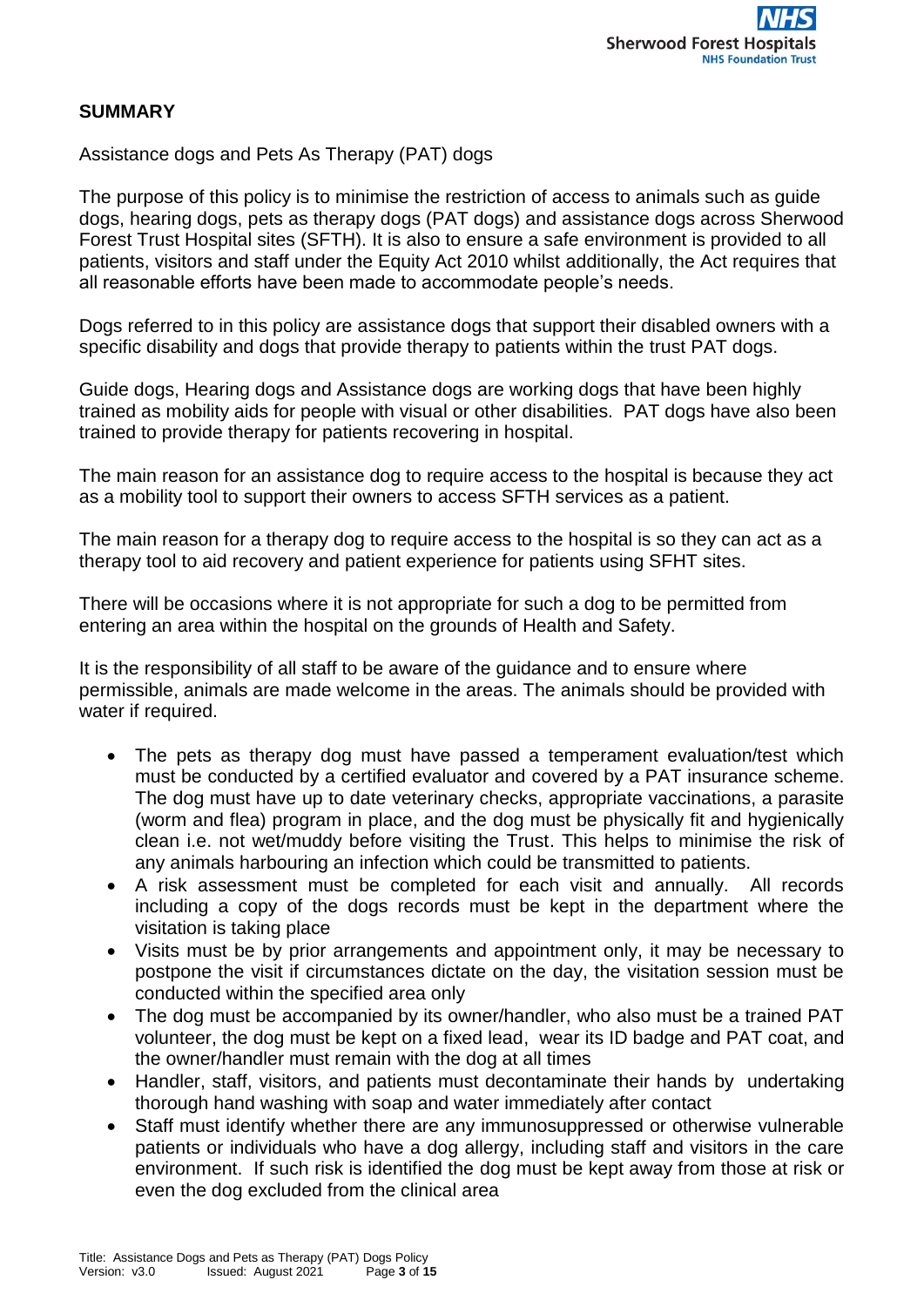## SUMMARY

Assistance dogs and Pets As Therapy (PAT) dogs

The purpose of this policy is to minimise the restriction of access to animals such as guide dogs, hearing dogs, pets as therapy dogs (PAT dogs) and assistance dogs across Sherwood Forest Trust Hospital sites (SFTH). It is also to ensure a safe environment is provided to all patients, visitors and staff under the Equity Act 2010 whilst additionally, the Act requires that all reasonable efforts have been made to accommodate people's needs.

Dogs referred to in this policy are assistance dogs that support their disabled owners with a specific disability and dogs that provide therapy to patients within the trust PAT dogs.

Guide dogs, Hearing dogs and Assistance dogs are working dogs that have been highly trained as mobility aids for people with visual or other disabilities. PAT dogs have also been trained to provide therapy for patients recovering in hospital.

The main reason for an assistance dog to require access to the hospital is because they act as a mobility tool to support their owners to access SFTH services as a patient.

The main reason for a therapy dog to require access to the hospital is so they can act as a therapy tool to aid recovery and patient experience for patients using SFHT sites.

There will be occasions where it is not appropriate for such a dog to be permitted from entering an area within the hospital on the grounds of Health and Safety.

It is the responsibility of all staff to be aware of the guidance and to ensure where permissible, animals are made welcome in the areas. The animals should be provided with water if required.

- The pets as therapy dog must have passed a temperament evaluation/test which must be conducted by a certified evaluator and covered by a PAT insurance scheme. The dog must have up to date veterinary checks, appropriate vaccinations, a parasite (worm and flea) program in place, and the dog must be physically fit and hygienically clean i.e. not wet/muddy before visiting the Trust. This helps to minimise the risk of any animals harbouring an infection which could be transmitted to patients.
- A risk assessment must be completed for each visit and annually. All records including a copy of the dogs records must be kept in the department where the visitation is taking place
- Visits must be by prior arrangements and appointment only, it may be necessary to postpone the visit if circumstances dictate on the day, the visitation session must be conducted within the specified area only
- The dog must be accompanied by its owner/handler, who also must be a trained PAT volunteer, the dog must be kept on a fixed lead, wear its ID badge and PAT coat, and the owner/handler must remain with the dog at all times
- Handler, staff, visitors, and patients must decontaminate their hands by undertaking thorough hand washing with soap and water immediately after contact
- Staff must identify whether there are any immunosuppressed or otherwise vulnerable patients or individuals who have a dog allergy, including staff and visitors in the care environment. If such risk is identified the dog must be kept away from those at risk or even the dog excluded from the clinical area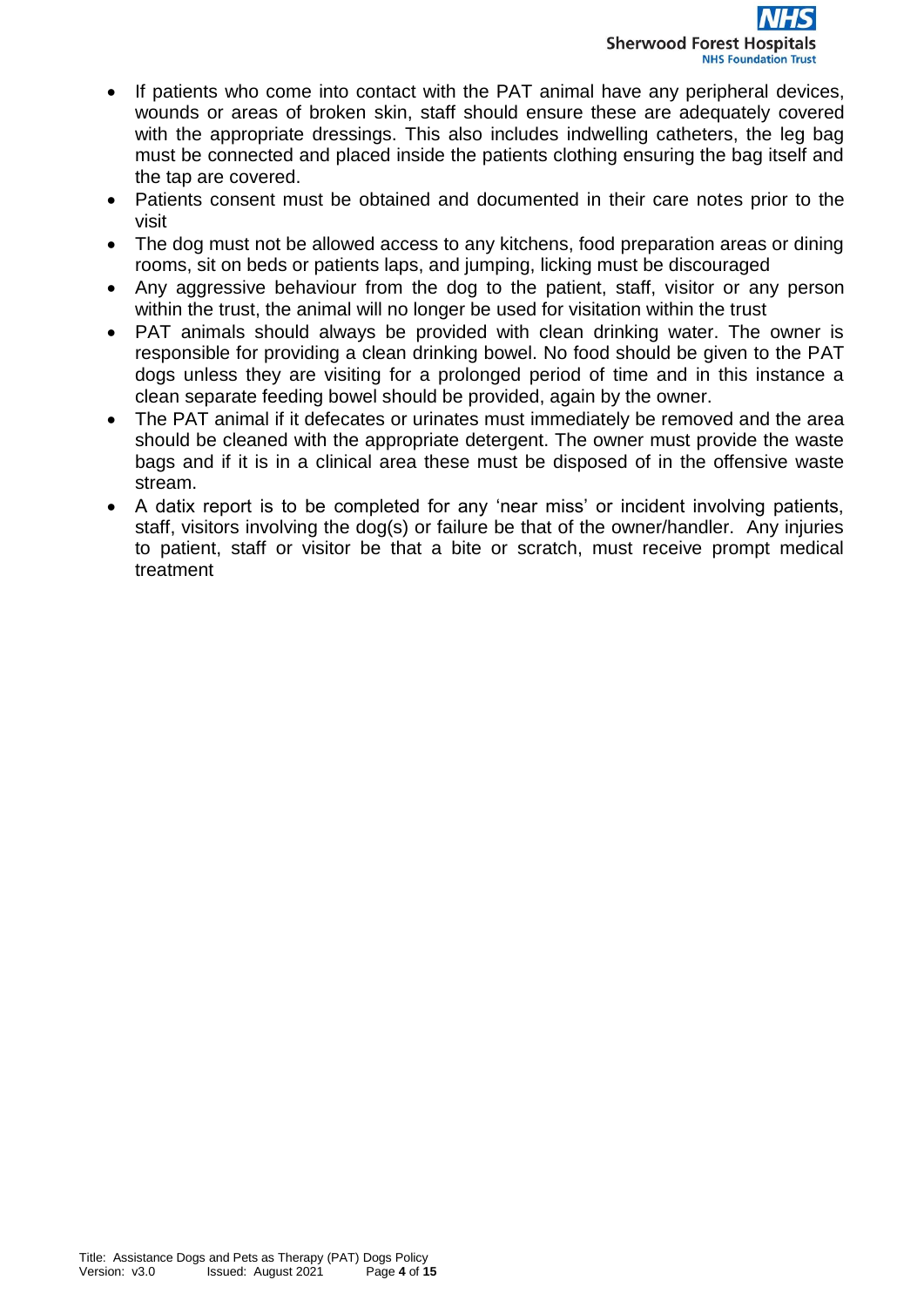- If patients who come into contact with the PAT animal have any peripheral devices, wounds or areas of broken skin, staff should ensure these are adequately covered with the appropriate dressings. This also includes indwelling catheters, the leg bag must be connected and placed inside the patients clothing ensuring the bag itself and the tap are covered.
- Patients consent must be obtained and documented in their care notes prior to the visit
- The dog must not be allowed access to any kitchens, food preparation areas or dining rooms, sit on beds or patients laps, and jumping, licking must be discouraged
- Any aggressive behaviour from the dog to the patient, staff, visitor or any person within the trust, the animal will no longer be used for visitation within the trust
- PAT animals should always be provided with clean drinking water. The owner is responsible for providing a clean drinking bowel. No food should be given to the PAT dogs unless they are visiting for a prolonged period of time and in this instance a clean separate feeding bowel should be provided, again by the owner.
- The PAT animal if it defecates or urinates must immediately be removed and the area should be cleaned with the appropriate detergent. The owner must provide the waste bags and if it is in a clinical area these must be disposed of in the offensive waste stream.
- A datix report is to be completed for any 'near miss' or incident involving patients, staff, visitors involving the dog(s) or failure be that of the owner/handler. Any injuries to patient, staff or visitor be that a bite or scratch, must receive prompt medical treatment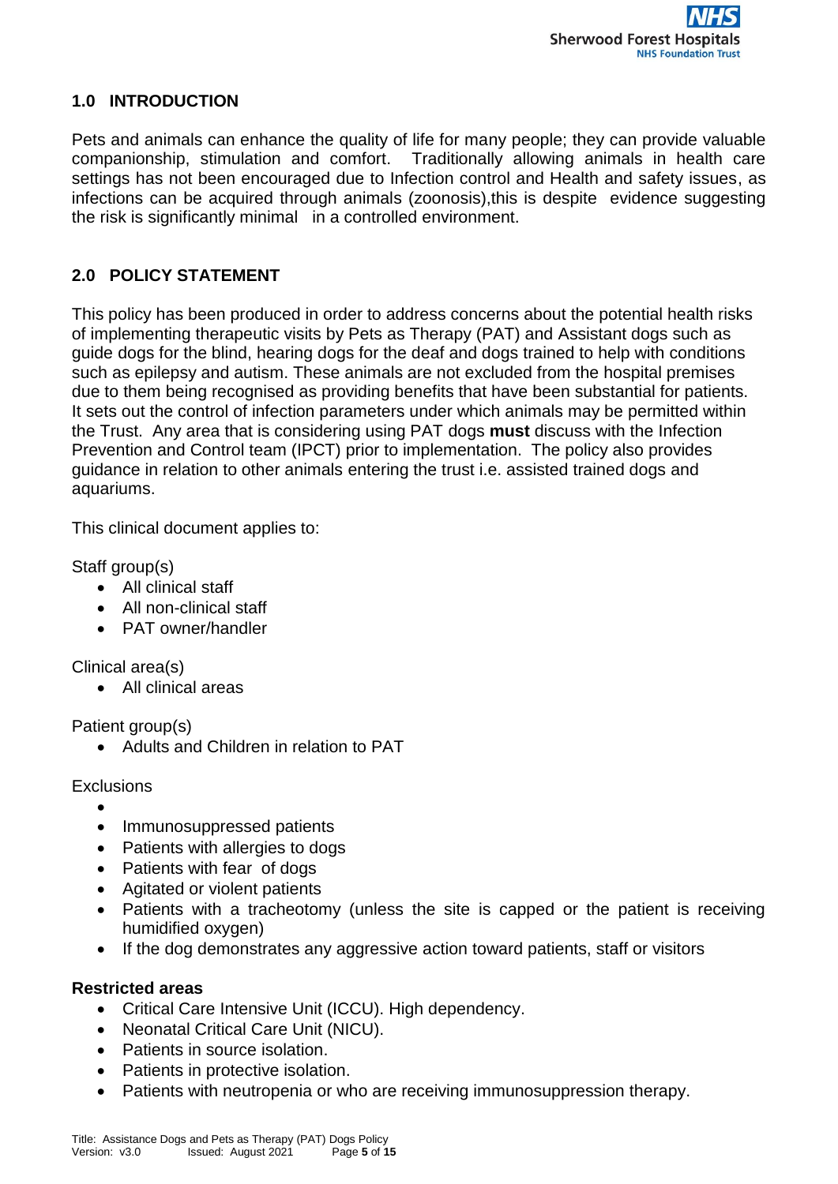## 1.0 INTRODUCTION

Pets and animals can enhance the quality of life for many people; they can provide valuable companionship, stimulation and comfort. Traditionally allowing animals in health care settings has not been encouraged due to Infection control and Health and safety issues, as infections can be acquired through animals (zoonosis),this is despite evidence suggesting the risk is significantly minimal in a controlled environment.

## 2.0 POLICY STATEMENT

This policy has been produced in order to address concerns about the potential health risks of implementing therapeutic visits by Pets as Therapy (PAT) and Assistant dogs such as guide dogs for the blind, hearing dogs for the deaf and dogs trained to help with conditions such as epilepsy and autism. These animals are not excluded from the hospital premises due to them being recognised as providing benefits that have been substantial for patients. It sets out the control of infection parameters under which animals may be permitted within the Trust. Any area that is considering using PAT dogs **must** discuss with the Infection Prevention and Control team (IPCT) prior to implementation. The policy also provides guidance in relation to other animals entering the trust i.e. assisted trained dogs and aquariums.

This clinical document applies to:

Staff group(s)

- All clinical staff
- All non-clinical staff
- PAT owner/handler

Clinical area(s)

- All clinical areas

Patient group(s)

- Adults and Children in relation to PAT

Exclusions

- Immunosuppressed patients
- Patients with allergies to dogs
- Patients with fear of dogs
- Agitated or violent patients
- Patients with a tracheotomy (unless the site is capped or the patient is receiving humidified oxygen)
- If the dog demonstrates any aggressive action toward patients, staff or visitors

**Restricted areas**

- Critical Care Intensive Unit (ICCU). High dependency.
- Neonatal Critical Care Unit (NICU).
- Patients in source isolation.
- Patients in protective isolation.
- Patients with neutropenia or who are receiving immunosuppression therapy.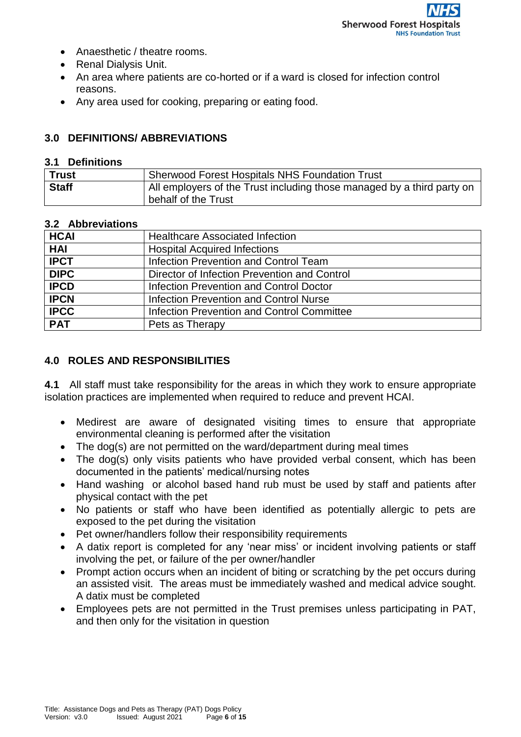- Anaesthetic / theatre rooms.
- Renal Dialysis Unit.
- An area where patients are co-horted or if a ward is closed for infection control reasons.
- Any area used for cooking, preparing or eating food.

## 3.0 DEFINITIONS/ ABBREVIATIONS

### 3.1 Definitions

| | |
|---|---|
| **Trust** | Sherwood Forest Hospitals NHS Foundation Trust |
| **Staff** | All employers of the Trust including those managed by a third party on behalf of the Trust |

### 3.2 Abbreviations

| | |
|---|---|
| **HCAI** | Healthcare Associated Infection |
| **HAI** | Hospital Acquired Infections |
| **IPCT** | Infection Prevention and Control Team |
| **DIPC** | Director of Infection Prevention and Control |
| **IPCD** | Infection Prevention and Control Doctor |
| **IPCN** | Infection Prevention and Control Nurse |
| **IPCC** | Infection Prevention and Control Committee |
| **PAT** | Pets as Therapy |

## 4.0 ROLES AND RESPONSIBILITIES

**4.1** All staff must take responsibility for the areas in which they work to ensure appropriate isolation practices are implemented when required to reduce and prevent HCAI.

- Medirest are aware of designated visiting times to ensure that appropriate environmental cleaning is performed after the visitation
- The dog(s) are not permitted on the ward/department during meal times
- The dog(s) only visits patients who have provided verbal consent, which has been documented in the patients' medical/nursing notes
- Hand washing or alcohol based hand rub must be used by staff and patients after physical contact with the pet
- No patients or staff who have been identified as potentially allergic to pets are exposed to the pet during the visitation
- Pet owner/handlers follow their responsibility requirements
- A datix report is completed for any 'near miss' or incident involving patients or staff involving the pet, or failure of the per owner/handler
- Prompt action occurs when an incident of biting or scratching by the pet occurs during an assisted visit. The areas must be immediately washed and medical advice sought. A datix must be completed
- Employees pets are not permitted in the Trust premises unless participating in PAT, and then only for the visitation in question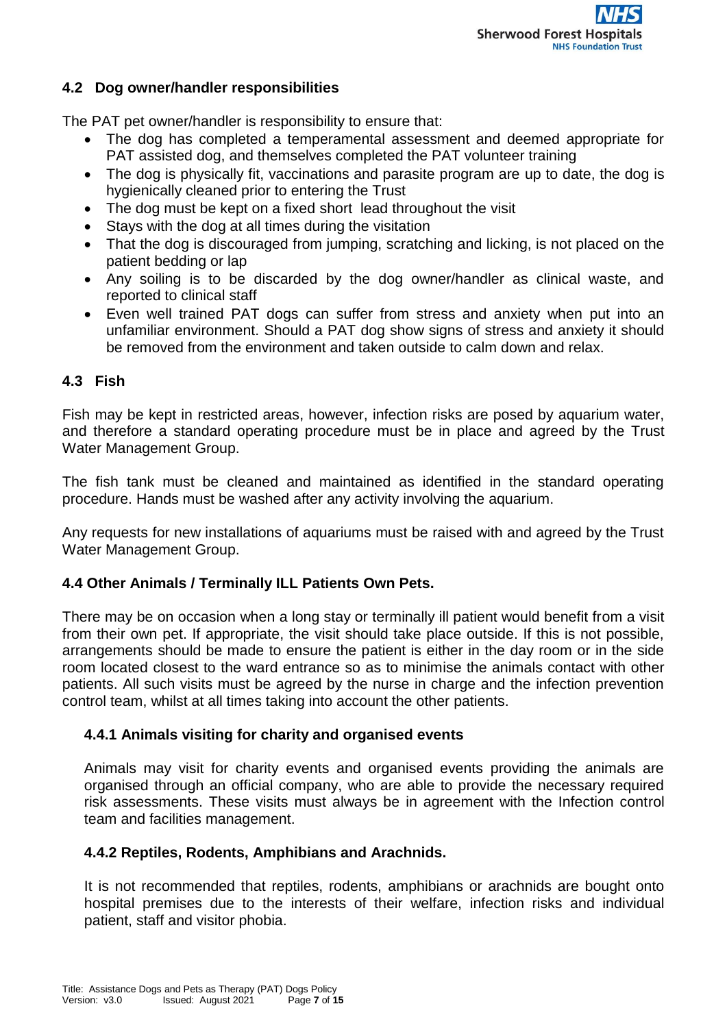### 4.2 Dog owner/handler responsibilities

The PAT pet owner/handler is responsibility to ensure that:

- The dog has completed a temperamental assessment and deemed appropriate for PAT assisted dog, and themselves completed the PAT volunteer training
- The dog is physically fit, vaccinations and parasite program are up to date, the dog is hygienically cleaned prior to entering the Trust
- The dog must be kept on a fixed short lead throughout the visit
- Stays with the dog at all times during the visitation
- That the dog is discouraged from jumping, scratching and licking, is not placed on the patient bedding or lap
- Any soiling is to be discarded by the dog owner/handler as clinical waste, and reported to clinical staff
- Even well trained PAT dogs can suffer from stress and anxiety when put into an unfamiliar environment. Should a PAT dog show signs of stress and anxiety it should be removed from the environment and taken outside to calm down and relax.

### 4.3 Fish

Fish may be kept in restricted areas, however, infection risks are posed by aquarium water, and therefore a standard operating procedure must be in place and agreed by the Trust Water Management Group.

The fish tank must be cleaned and maintained as identified in the standard operating procedure. Hands must be washed after any activity involving the aquarium.

Any requests for new installations of aquariums must be raised with and agreed by the Trust Water Management Group.

### 4.4 Other Animals / Terminally ILL Patients Own Pets.

There may be on occasion when a long stay or terminally ill patient would benefit from a visit from their own pet. If appropriate, the visit should take place outside. If this is not possible, arrangements should be made to ensure the patient is either in the day room or in the side room located closest to the ward entrance so as to minimise the animals contact with other patients. All such visits must be agreed by the nurse in charge and the infection prevention control team, whilst at all times taking into account the other patients.

#### 4.4.1 Animals visiting for charity and organised events

Animals may visit for charity events and organised events providing the animals are organised through an official company, who are able to provide the necessary required risk assessments. These visits must always be in agreement with the Infection control team and facilities management.

#### 4.4.2 Reptiles, Rodents, Amphibians and Arachnids.

It is not recommended that reptiles, rodents, amphibians or arachnids are bought onto hospital premises due to the interests of their welfare, infection risks and individual patient, staff and visitor phobia.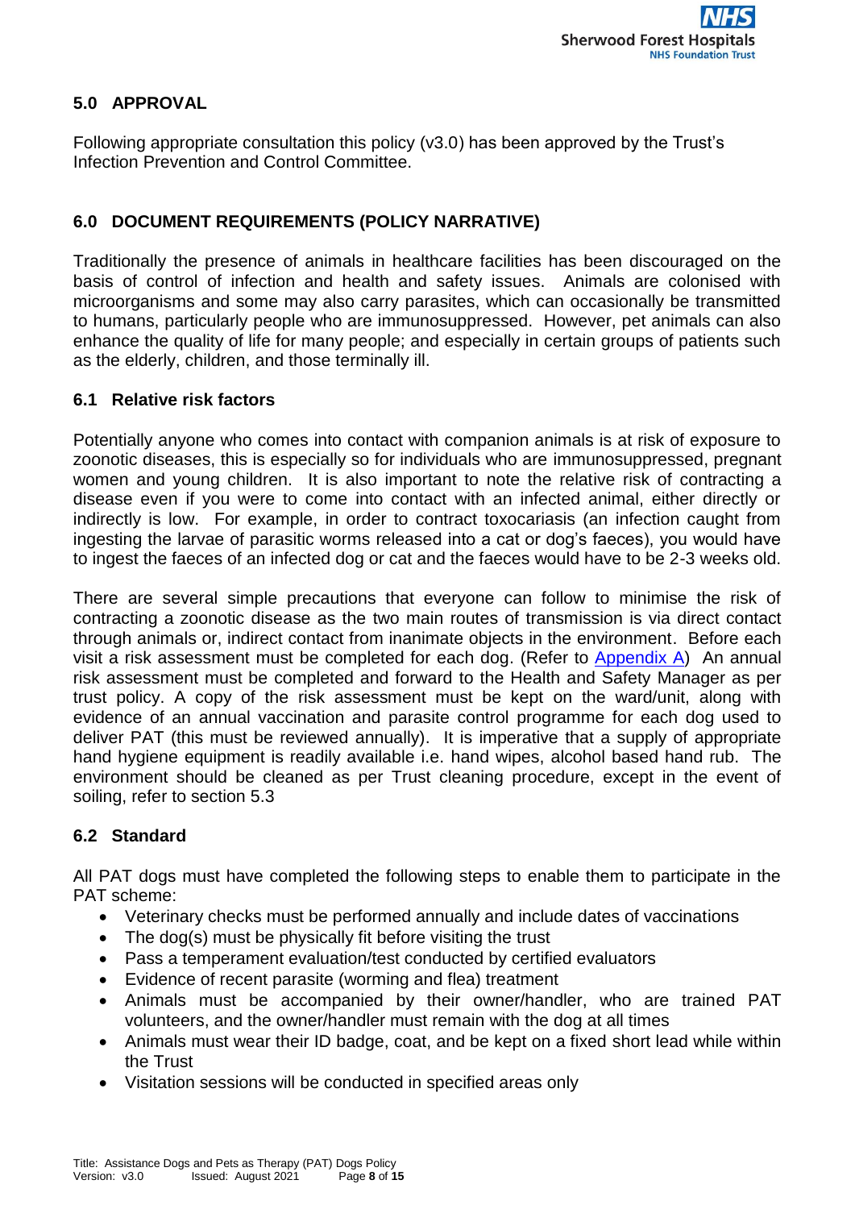## 5.0 APPROVAL

Following appropriate consultation this policy (v3.0) has been approved by the Trust's Infection Prevention and Control Committee.

## 6.0 DOCUMENT REQUIREMENTS (POLICY NARRATIVE)

Traditionally the presence of animals in healthcare facilities has been discouraged on the basis of control of infection and health and safety issues. Animals are colonised with microorganisms and some may also carry parasites, which can occasionally be transmitted to humans, particularly people who are immunosuppressed. However, pet animals can also enhance the quality of life for many people; and especially in certain groups of patients such as the elderly, children, and those terminally ill.

### 6.1 Relative risk factors

Potentially anyone who comes into contact with companion animals is at risk of exposure to zoonotic diseases, this is especially so for individuals who are immunosuppressed, pregnant women and young children. It is also important to note the relative risk of contracting a disease even if you were to come into contact with an infected animal, either directly or indirectly is low. For example, in order to contract toxocariasis (an infection caught from ingesting the larvae of parasitic worms released into a cat or dog's faeces), you would have to ingest the faeces of an infected dog or cat and the faeces would have to be 2-3 weeks old.

There are several simple precautions that everyone can follow to minimise the risk of contracting a zoonotic disease as the two main routes of transmission is via direct contact through animals or, indirect contact from inanimate objects in the environment. Before each visit a risk assessment must be completed for each dog. (Refer to Appendix A) An annual risk assessment must be completed and forward to the Health and Safety Manager as per trust policy. A copy of the risk assessment must be kept on the ward/unit, along with evidence of an annual vaccination and parasite control programme for each dog used to deliver PAT (this must be reviewed annually). It is imperative that a supply of appropriate hand hygiene equipment is readily available i.e. hand wipes, alcohol based hand rub. The environment should be cleaned as per Trust cleaning procedure, except in the event of soiling, refer to section 5.3

### 6.2 Standard

All PAT dogs must have completed the following steps to enable them to participate in the PAT scheme:

- Veterinary checks must be performed annually and include dates of vaccinations
- The dog(s) must be physically fit before visiting the trust
- Pass a temperament evaluation/test conducted by certified evaluators
- Evidence of recent parasite (worming and flea) treatment
- Animals must be accompanied by their owner/handler, who are trained PAT volunteers, and the owner/handler must remain with the dog at all times
- Animals must wear their ID badge, coat, and be kept on a fixed short lead while within the Trust
- Visitation sessions will be conducted in specified areas only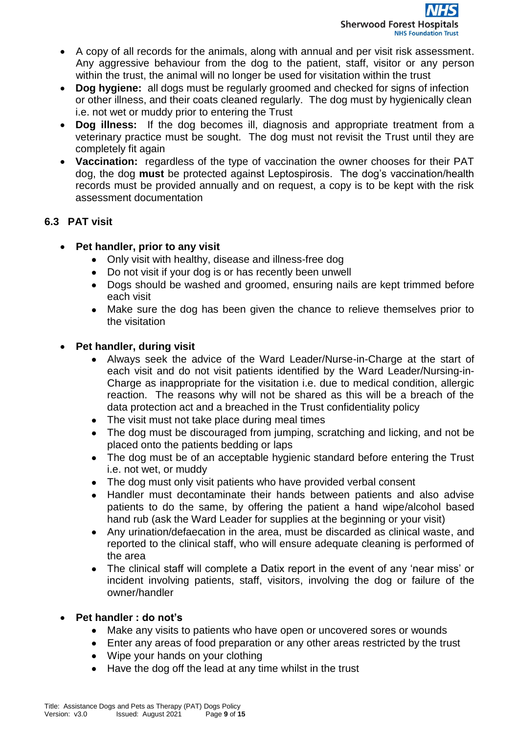- A copy of all records for the animals, along with annual and per visit risk assessment. Any aggressive behaviour from the dog to the patient, staff, visitor or any person within the trust, the animal will no longer be used for visitation within the trust
- **Dog hygiene:** all dogs must be regularly groomed and checked for signs of infection or other illness, and their coats cleaned regularly. The dog must by hygienically clean i.e. not wet or muddy prior to entering the Trust
- **Dog illness:** If the dog becomes ill, diagnosis and appropriate treatment from a veterinary practice must be sought. The dog must not revisit the Trust until they are completely fit again
- **Vaccination:** regardless of the type of vaccination the owner chooses for their PAT dog, the dog **must** be protected against Leptospirosis. The dog's vaccination/health records must be provided annually and on request, a copy is to be kept with the risk assessment documentation

### 6.3 PAT visit

- **Pet handler, prior to any visit**
  - Only visit with healthy, disease and illness-free dog
  - Do not visit if your dog is or has recently been unwell
  - Dogs should be washed and groomed, ensuring nails are kept trimmed before each visit
  - Make sure the dog has been given the chance to relieve themselves prior to the visitation

- **Pet handler, during visit**
  - Always seek the advice of the Ward Leader/Nurse-in-Charge at the start of each visit and do not visit patients identified by the Ward Leader/Nursing-in-Charge as inappropriate for the visitation i.e. due to medical condition, allergic reaction. The reasons why will not be shared as this will be a breach of the data protection act and a breached in the Trust confidentiality policy
  - The visit must not take place during meal times
  - The dog must be discouraged from jumping, scratching and licking, and not be placed onto the patients bedding or laps
  - The dog must be of an acceptable hygienic standard before entering the Trust i.e. not wet, or muddy
  - The dog must only visit patients who have provided verbal consent
  - Handler must decontaminate their hands between patients and also advise patients to do the same, by offering the patient a hand wipe/alcohol based hand rub (ask the Ward Leader for supplies at the beginning or your visit)
  - Any urination/defaecation in the area, must be discarded as clinical waste, and reported to the clinical staff, who will ensure adequate cleaning is performed of the area
  - The clinical staff will complete a Datix report in the event of any 'near miss' or incident involving patients, staff, visitors, involving the dog or failure of the owner/handler

- **Pet handler : do not's**
  - Make any visits to patients who have open or uncovered sores or wounds
  - Enter any areas of food preparation or any other areas restricted by the trust
  - Wipe your hands on your clothing
  - Have the dog off the lead at any time whilst in the trust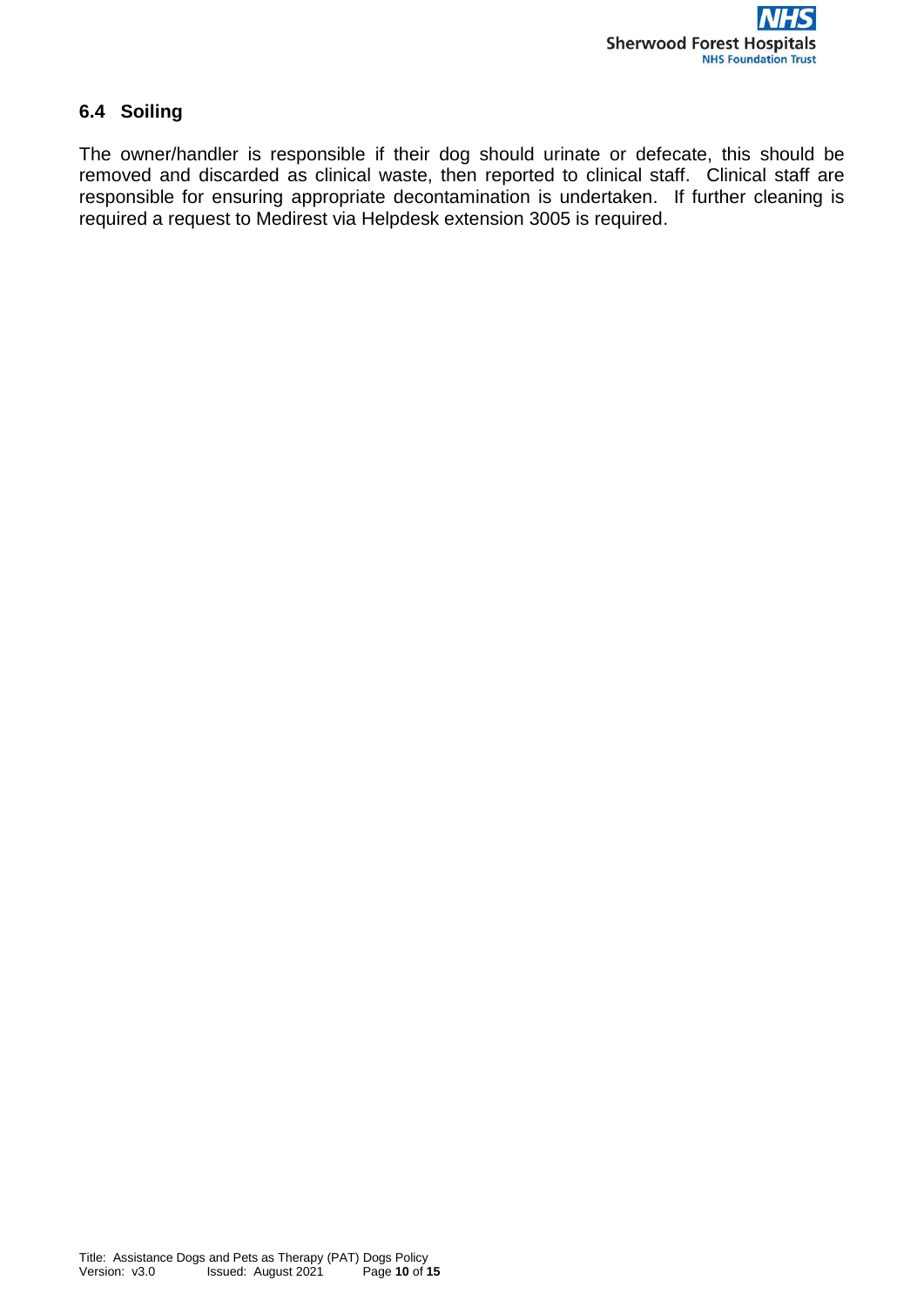### 6.4 Soiling

The owner/handler is responsible if their dog should urinate or defecate, this should be removed and discarded as clinical waste, then reported to clinical staff. Clinical staff are responsible for ensuring appropriate decontamination is undertaken. If further cleaning is required a request to Medirest via Helpdesk extension 3005 is required.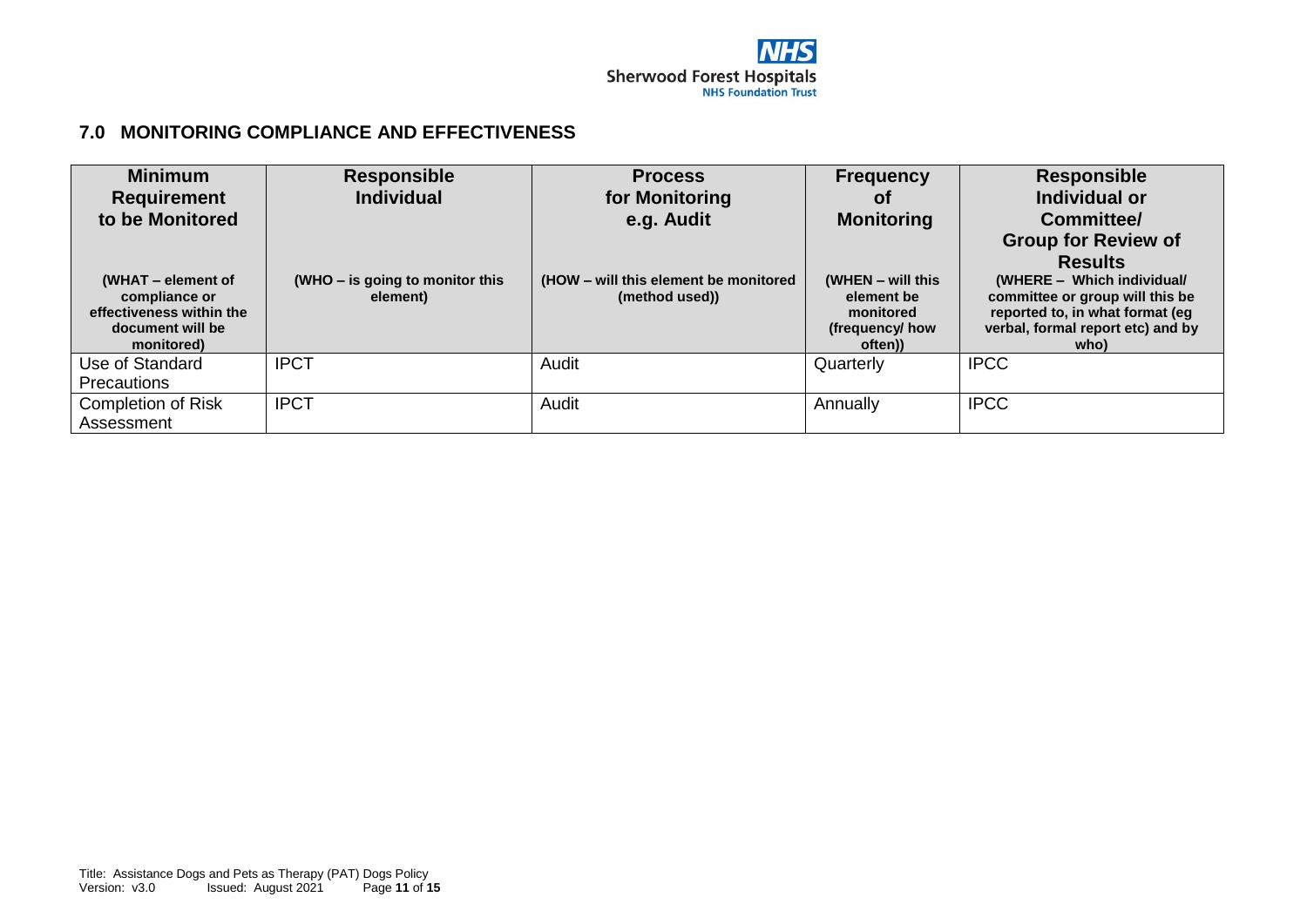## 7.0 MONITORING COMPLIANCE AND EFFECTIVENESS

| **Minimum Requirement to be Monitored** (WHAT – element of compliance or effectiveness within the document will be monitored) | **Responsible Individual** (WHO – is going to monitor this element) | **Process for Monitoring e.g. Audit** (HOW – will this element be monitored (method used)) | **Frequency of Monitoring** (WHEN – will this element be monitored (frequency/ how often)) | **Responsible Individual or Committee/ Group for Review of Results** (WHERE – Which individual/ committee or group will this be reported to, in what format (eg verbal, formal report etc) and by who) |
|---|---|---|---|---|
| Use of Standard Precautions | IPCT | Audit | Quarterly | IPCC |
| Completion of Risk Assessment | IPCT | Audit | Annually | IPCC |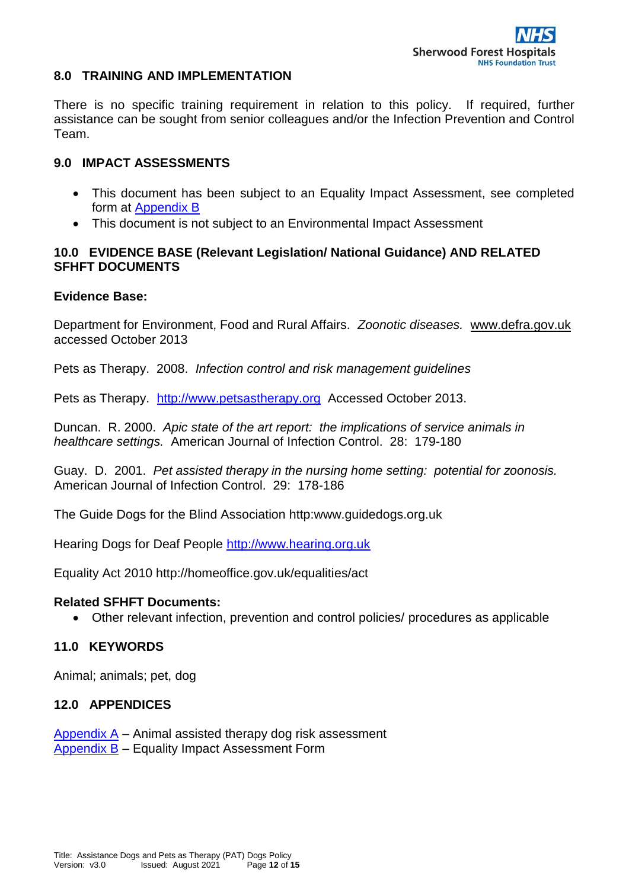## 8.0 TRAINING AND IMPLEMENTATION

There is no specific training requirement in relation to this policy. If required, further assistance can be sought from senior colleagues and/or the Infection Prevention and Control Team.

## 9.0 IMPACT ASSESSMENTS

- This document has been subject to an Equality Impact Assessment, see completed form at Appendix B
- This document is not subject to an Environmental Impact Assessment

## 10.0 EVIDENCE BASE (Relevant Legislation/ National Guidance) AND RELATED SFHFT DOCUMENTS

**Evidence Base:**

Department for Environment, Food and Rural Affairs. *Zoonotic diseases.* www.defra.gov.uk accessed October 2013

Pets as Therapy. 2008. *Infection control and risk management guidelines*

Pets as Therapy. http://www.petsastherapy.org Accessed October 2013.

Duncan. R. 2000. *Apic state of the art report: the implications of service animals in healthcare settings.* American Journal of Infection Control. 28: 179-180

Guay. D. 2001. *Pet assisted therapy in the nursing home setting: potential for zoonosis.* American Journal of Infection Control. 29: 178-186

The Guide Dogs for the Blind Association http:www.guidedogs.org.uk

Hearing Dogs for Deaf People http://www.hearing.org.uk

Equality Act 2010 http://homeoffice.gov.uk/equalities/act

**Related SFHFT Documents:**

- Other relevant infection, prevention and control policies/ procedures as applicable

## 11.0 KEYWORDS

Animal; animals; pet, dog

## 12.0 APPENDICES

Appendix A – Animal assisted therapy dog risk assessment
Appendix B – Equality Impact Assessment Form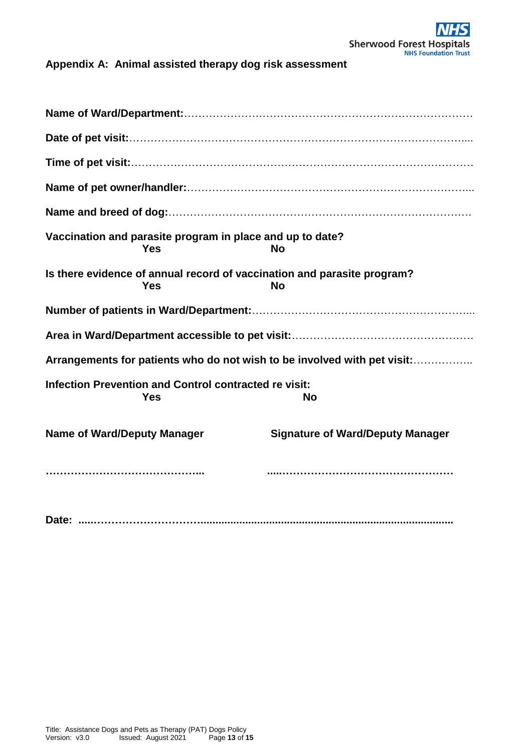## Appendix A: Animal assisted therapy dog risk assessment

**Name of Ward/Department:**……………………………………………………………………………

**Date of pet visit:**……………………………………………………………………………………....

**Time of pet visit:**……………………………………………………………………………………

**Name of pet owner/handler:**………………………………………………………………………...

**Name and breed of dog:**……………………………………………………………………………

**Vaccination and parasite program in place and up to date?**
**Yes** **No**

**Is there evidence of annual record of vaccination and parasite program?**
**Yes** **No**

**Number of patients in Ward/Department:**……………………………………………………...

**Area in Ward/Department accessible to pet visit:**…………………………………………

**Arrangements for patients who do not wish to be involved with pet visit:**……………..

**Infection Prevention and Control contracted re visit:**
**Yes** **No**

**Name of Ward/Deputy Manager** **Signature of Ward/Deputy Manager**

……………………………………... ......…………………………………………

**Date:** .....………………………….........................................................................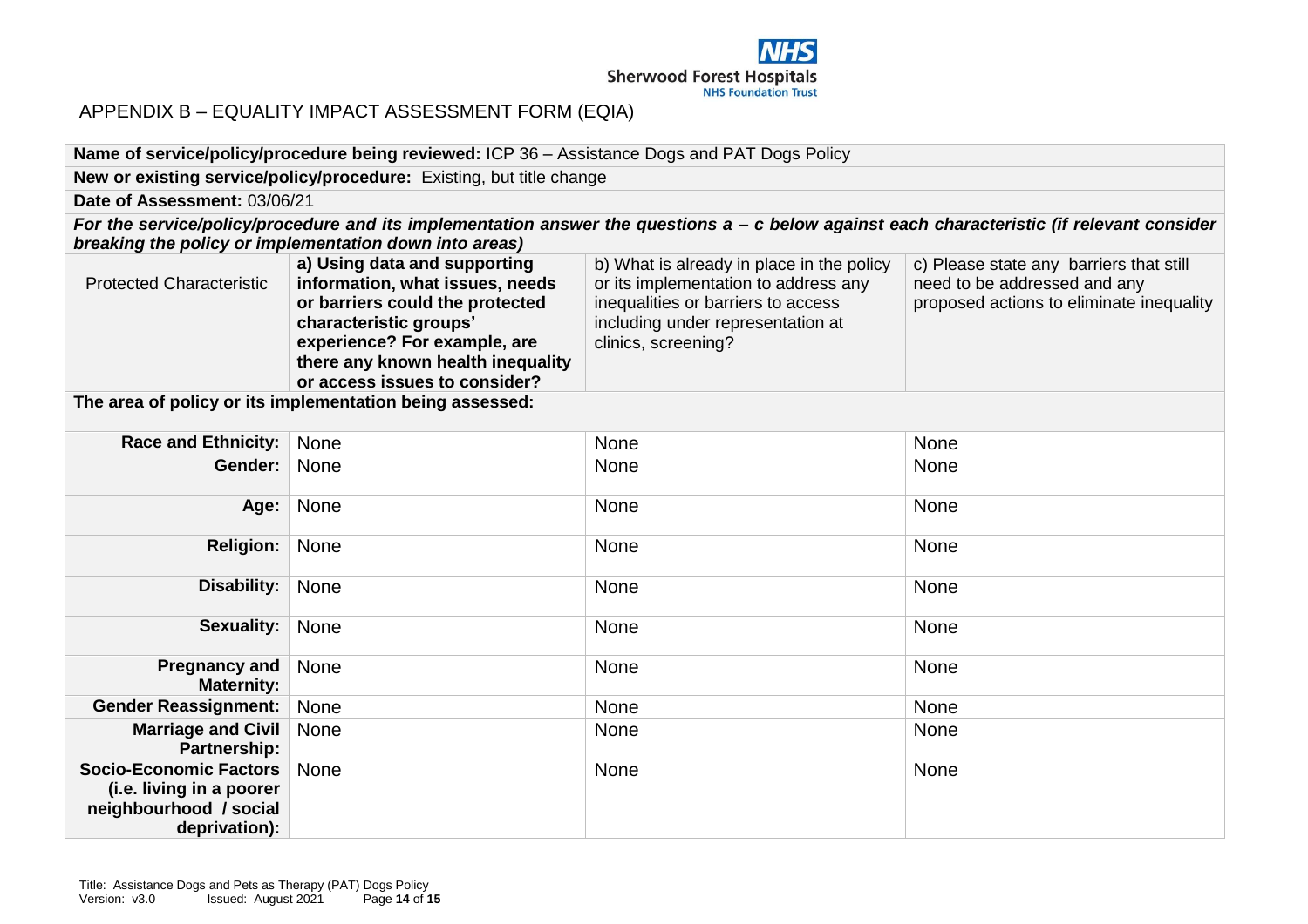APPENDIX B – EQUALITY IMPACT ASSESSMENT FORM (EQIA)

| | | | |
|---|---|---|---|
| **Name of service/policy/procedure being reviewed:** ICP 36 – Assistance Dogs and PAT Dogs Policy | | | |
| **New or existing service/policy/procedure:** Existing, but title change | | | |
| **Date of Assessment:** 03/06/21 | | | |
| ***For the service/policy/procedure and its implementation answer the questions a – c below against each characteristic (if relevant consider breaking the policy or implementation down into areas)*** | | | |
| Protected Characteristic | **a) Using data and supporting information, what issues, needs or barriers could the protected characteristic groups' experience? For example, are there any known health inequality or access issues to consider?** | b) What is already in place in the policy or its implementation to address any inequalities or barriers to access including under representation at clinics, screening? | c) Please state any barriers that still need to be addressed and any proposed actions to eliminate inequality |
| **The area of policy or its implementation being assessed:** | | | |
| **Race and Ethnicity:** | None | None | None |
| **Gender:** | None | None | None |
| **Age:** | None | None | None |
| **Religion:** | None | None | None |
| **Disability:** | None | None | None |
| **Sexuality:** | None | None | None |
| **Pregnancy and Maternity:** | None | None | None |
| **Gender Reassignment:** | None | None | None |
| **Marriage and Civil Partnership:** | None | None | None |
| **Socio-Economic Factors (i.e. living in a poorer neighbourhood / social deprivation):** | None | None | None |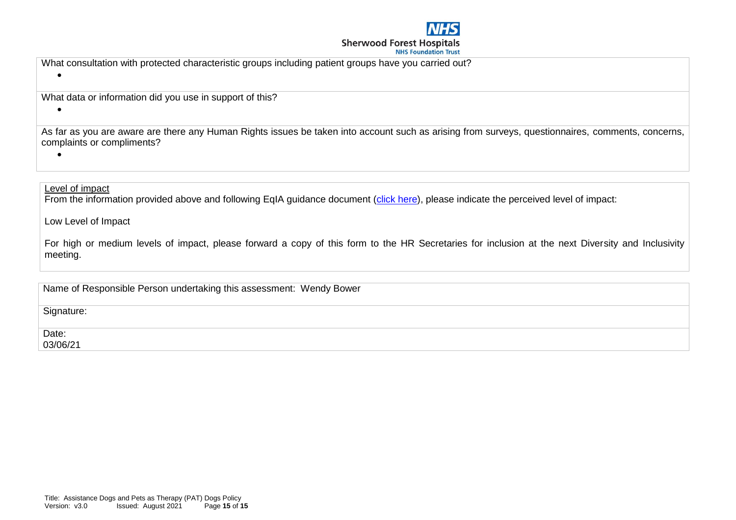| |
|---|
| What consultation with protected characteristic groups including patient groups have you carried out?<br>• |
| What data or information did you use in support of this?<br>• |
| As far as you are aware are there any Human Rights issues be taken into account such as arising from surveys, questionnaires, comments, concerns, complaints or compliments?<br>• |

<u>Level of impact</u>

From the information provided above and following EqIA guidance document ([click here](#)), please indicate the perceived level of impact:

Low Level of Impact

For high or medium levels of impact, please forward a copy of this form to the HR Secretaries for inclusion at the next Diversity and Inclusivity meeting.

| |
|---|
| Name of Responsible Person undertaking this assessment: Wendy Bower |
| Signature: |
| Date:<br>03/06/21 |